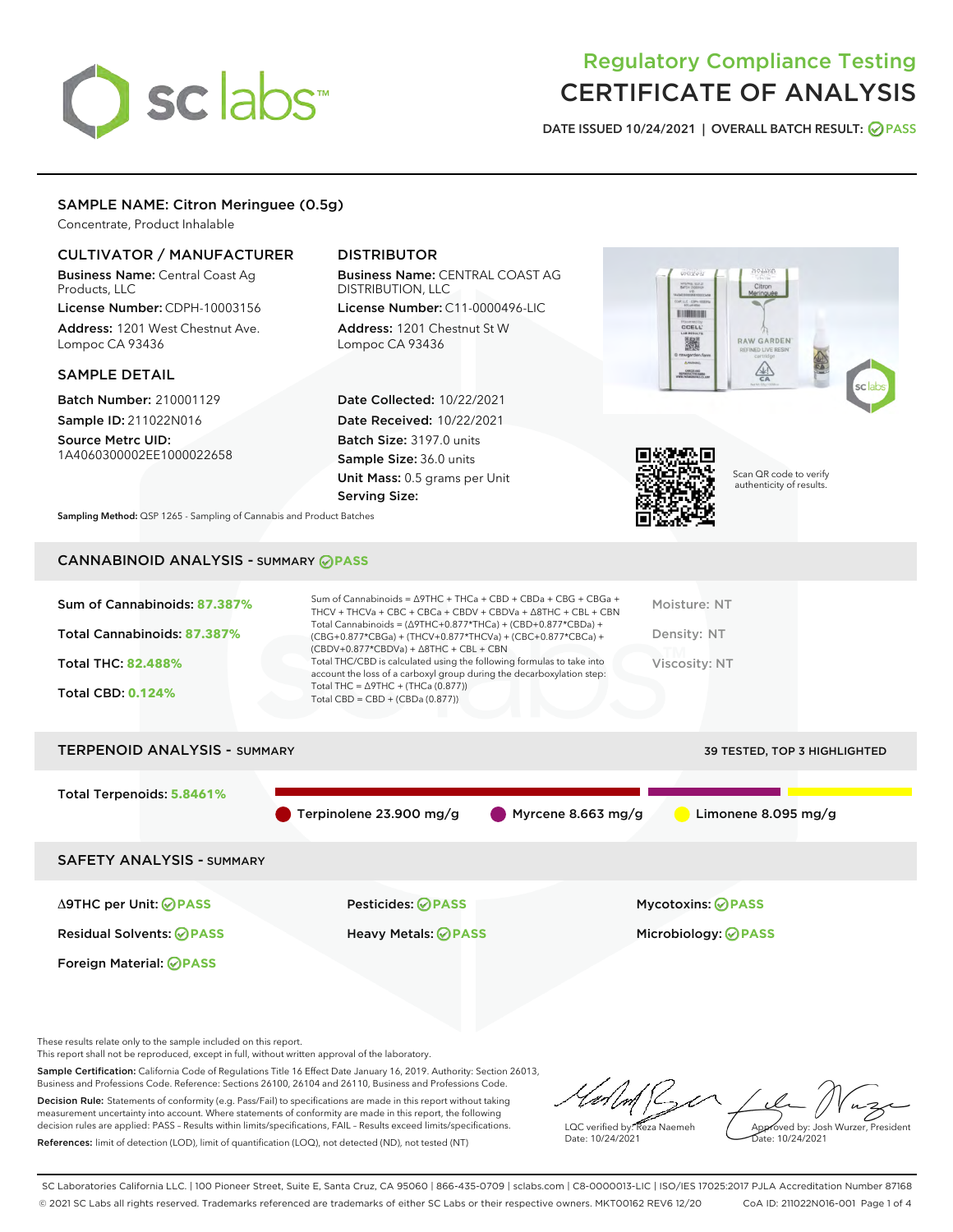# Regulatory Compliance Testing
# CERTIFICATE OF ANALYSIS

DATE ISSUED 10/24/2021 | OVERALL BATCH RESULT: PASS

## SAMPLE NAME: Citron Meringuee (0.5g)

Concentrate, Product Inhalable

### CULTIVATOR / MANUFACTURER

**Business Name:** Central Coast Ag Products, LLC

**License Number:** CDPH-10003156

**Address:** 1201 West Chestnut Ave. Lompoc CA 93436

### DISTRIBUTOR

**Business Name:** CENTRAL COAST AG DISTRIBUTION, LLC

**License Number:** C11-0000496-LIC

**Address:** 1201 Chestnut St W Lompoc CA 93436

### SAMPLE DETAIL

**Batch Number:** 210001129

**Sample ID:** 211022N016

**Source Metrc UID:** 1A4060300002EE1000022658

**Date Collected:** 10/22/2021

**Date Received:** 10/22/2021

**Batch Size:** 3197.0 units

**Sample Size:** 36.0 units

**Unit Mass:** 0.5 grams per Unit

**Serving Size:**

Scan QR code to verify authenticity of results.

**Sampling Method:** QSP 1265 - Sampling of Cannabis and Product Batches

## CANNABINOID ANALYSIS - SUMMARY PASS

Sum of Cannabinoids: **87.387%**

Total Cannabinoids: **87.387%**

Total THC: **82.488%**

Total CBD: **0.124%**

Sum of Cannabinoids = Δ9THC + THCa + CBD + CBDa + CBG + CBGa + THCV + THCVa + CBC + CBCa + CBDV + CBDVa + Δ8THC + CBL + CBN

Total Cannabinoids = (Δ9THC+0.877*THCa) + (CBD+0.877*CBDa) + (CBG+0.877*CBGa) + (THCV+0.877*THCVa) + (CBC+0.877*CBCa) + (CBDV+0.877*CBDVa) + Δ8THC + CBL + CBN

Total THC/CBD is calculated using the following formulas to take into account the loss of a carboxyl group during the decarboxylation step:

Total THC = Δ9THC + (THCa (0.877))

Total CBD = CBD + (CBDa (0.877))

Moisture: NT

Density: NT

Viscosity: NT

## TERPENOID ANALYSIS - SUMMARY

39 TESTED, TOP 3 HIGHLIGHTED

Total Terpenoids: **5.8461%**

- Terpinolene 23.900 mg/g
- Myrcene 8.663 mg/g
- Limonene 8.095 mg/g

## SAFETY ANALYSIS - SUMMARY

| | | |
|---|---|---|
| Δ9THC per Unit: PASS | Pesticides: PASS | Mycotoxins: PASS |
| Residual Solvents: PASS | Heavy Metals: PASS | Microbiology: PASS |
| Foreign Material: PASS | | |

These results relate only to the sample included on this report.

This report shall not be reproduced, except in full, without written approval of the laboratory.

**Sample Certification:** California Code of Regulations Title 16 Effect Date January 16, 2019. Authority: Section 26013, Business and Professions Code. Reference: Sections 26100, 26104 and 26110, Business and Professions Code.

**Decision Rule:** Statements of conformity (e.g. Pass/Fail) to specifications are made in this report without taking measurement uncertainty into account. Where statements of conformity are made in this report, the following decision rules are applied: PASS – Results within limits/specifications, FAIL – Results exceed limits/specifications.

**References:** limit of detection (LOD), limit of quantification (LOQ), not detected (ND), not tested (NT)

LQC verified by: Reza Naemeh
Date: 10/24/2021

Approved by: Josh Wurzer, President
Date: 10/24/2021

SC Laboratories California LLC. | 100 Pioneer Street, Suite E, Santa Cruz, CA 95060 | 866-435-0709 | sclabs.com | C8-0000013-LIC | ISO/IES 17025:2017 PJLA Accreditation Number 87168

© 2021 SC Labs all rights reserved. Trademarks referenced are trademarks of either SC Labs or their respective owners. MKT00162 REV6 12/20 CoA ID: 211022N016-001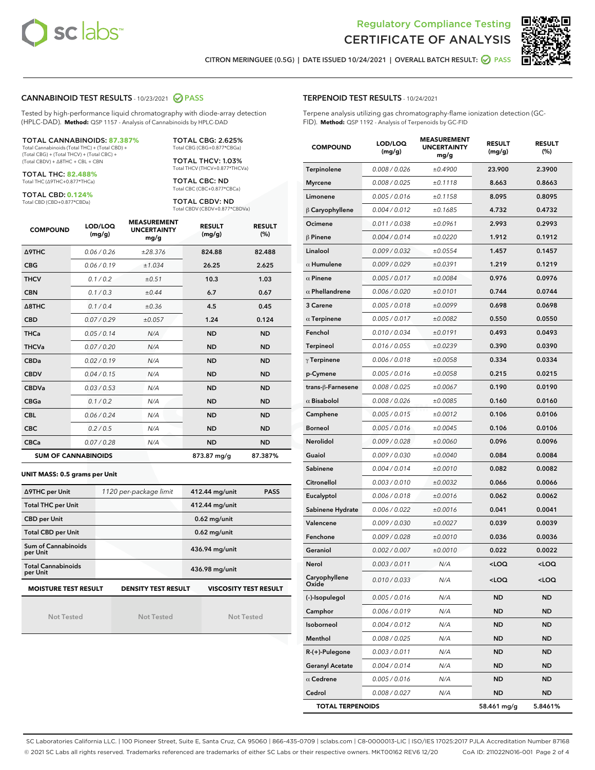# Regulatory Compliance Testing
# CERTIFICATE OF ANALYSIS

CITRON MERINGUEE (0.5G) | DATE ISSUED 10/24/2021 | OVERALL BATCH RESULT: PASS

## CANNABINOID TEST RESULTS - 10/23/2021 PASS

Tested by high-performance liquid chromatography with diode-array detection (HPLC-DAD). **Method:** QSP 1157 - Analysis of Cannabinoids by HPLC-DAD

**TOTAL CANNABINOIDS: 87.387%**
Total Cannabinoids (Total THC) + (Total CBD) + (Total CBG) + (Total THCV) + (Total CBC) + (Total CBDV) + Δ8THC + CBL + CBN

**TOTAL THC: 82.488%**
Total THC (Δ9THC+0.877*THCa)

**TOTAL CBD: 0.124%**
Total CBD (CBD+0.877*CBDa)

**TOTAL CBG: 2.625%**
Total CBG (CBG+0.877*CBGa)

**TOTAL THCV: 1.03%**
Total THCV (THCV+0.877*THCVa)

**TOTAL CBC: ND**
Total CBC (CBC+0.877*CBCa)

**TOTAL CBDV: ND**
Total CBDV (CBDV+0.877*CBDVa)

| COMPOUND | LOD/LOQ (mg/g) | MEASUREMENT UNCERTAINTY mg/g | RESULT (mg/g) | RESULT (%) |
|---|---|---|---|---|
| Δ9THC | 0.06 / 0.26 | ±28.376 | 824.88 | 82.488 |
| CBG | 0.06 / 0.19 | ±1.034 | 26.25 | 2.625 |
| THCV | 0.1 / 0.2 | ±0.51 | 10.3 | 1.03 |
| CBN | 0.1 / 0.3 | ±0.44 | 6.7 | 0.67 |
| Δ8THC | 0.1 / 0.4 | ±0.36 | 4.5 | 0.45 |
| CBD | 0.07 / 0.29 | ±0.057 | 1.24 | 0.124 |
| THCa | 0.05 / 0.14 | N/A | ND | ND |
| THCVa | 0.07 / 0.20 | N/A | ND | ND |
| CBDa | 0.02 / 0.19 | N/A | ND | ND |
| CBDV | 0.04 / 0.15 | N/A | ND | ND |
| CBDVa | 0.03 / 0.53 | N/A | ND | ND |
| CBGa | 0.1 / 0.2 | N/A | ND | ND |
| CBL | 0.06 / 0.24 | N/A | ND | ND |
| CBC | 0.2 / 0.5 | N/A | ND | ND |
| CBCa | 0.07 / 0.28 | N/A | ND | ND |
| **SUM OF CANNABINOIDS** | | | 873.87 mg/g | 87.387% |

**UNIT MASS: 0.5 grams per Unit**

| | | | |
|---|---|---|---|
| Δ9THC per Unit | 1120 per-package limit | 412.44 mg/unit | PASS |
| Total THC per Unit | | 412.44 mg/unit | |
| CBD per Unit | | 0.62 mg/unit | |
| Total CBD per Unit | | 0.62 mg/unit | |
| Sum of Cannabinoids per Unit | | 436.94 mg/unit | |
| Total Cannabinoids per Unit | | 436.98 mg/unit | |

| MOISTURE TEST RESULT | DENSITY TEST RESULT | VISCOSITY TEST RESULT |
|---|---|---|
| Not Tested | Not Tested | Not Tested |

## TERPENOID TEST RESULTS - 10/24/2021

Terpene analysis utilizing gas chromatography-flame ionization detection (GC-FID). **Method:** QSP 1192 - Analysis of Terpenoids by GC-FID

| COMPOUND | LOD/LOQ (mg/g) | MEASUREMENT UNCERTAINTY mg/g | RESULT (mg/g) | RESULT (%) |
|---|---|---|---|---|
| Terpinolene | 0.008 / 0.026 | ±0.4900 | 23.900 | 2.3900 |
| Myrcene | 0.008 / 0.025 | ±0.1118 | 8.663 | 0.8663 |
| Limonene | 0.005 / 0.016 | ±0.1158 | 8.095 | 0.8095 |
| β Caryophyllene | 0.004 / 0.012 | ±0.1685 | 4.732 | 0.4732 |
| Ocimene | 0.011 / 0.038 | ±0.0961 | 2.993 | 0.2993 |
| β Pinene | 0.004 / 0.014 | ±0.0220 | 1.912 | 0.1912 |
| Linalool | 0.009 / 0.032 | ±0.0554 | 1.457 | 0.1457 |
| α Humulene | 0.009 / 0.029 | ±0.0391 | 1.219 | 0.1219 |
| α Pinene | 0.005 / 0.017 | ±0.0084 | 0.976 | 0.0976 |
| α Phellandrene | 0.006 / 0.020 | ±0.0101 | 0.744 | 0.0744 |
| 3 Carene | 0.005 / 0.018 | ±0.0099 | 0.698 | 0.0698 |
| α Terpinene | 0.005 / 0.017 | ±0.0082 | 0.550 | 0.0550 |
| Fenchol | 0.010 / 0.034 | ±0.0191 | 0.493 | 0.0493 |
| Terpineol | 0.016 / 0.055 | ±0.0239 | 0.390 | 0.0390 |
| γ Terpinene | 0.006 / 0.018 | ±0.0058 | 0.334 | 0.0334 |
| p-Cymene | 0.005 / 0.016 | ±0.0058 | 0.215 | 0.0215 |
| trans-β-Farnesene | 0.008 / 0.025 | ±0.0067 | 0.190 | 0.0190 |
| α Bisabolol | 0.008 / 0.026 | ±0.0085 | 0.160 | 0.0160 |
| Camphene | 0.005 / 0.015 | ±0.0012 | 0.106 | 0.0106 |
| Borneol | 0.005 / 0.016 | ±0.0045 | 0.106 | 0.0106 |
| Nerolidol | 0.009 / 0.028 | ±0.0060 | 0.096 | 0.0096 |
| Guaiol | 0.009 / 0.030 | ±0.0040 | 0.084 | 0.0084 |
| Sabinene | 0.004 / 0.014 | ±0.0010 | 0.082 | 0.0082 |
| Citronellol | 0.003 / 0.010 | ±0.0032 | 0.066 | 0.0066 |
| Eucalyptol | 0.006 / 0.018 | ±0.0016 | 0.062 | 0.0062 |
| Sabinene Hydrate | 0.006 / 0.022 | ±0.0016 | 0.041 | 0.0041 |
| Valencene | 0.009 / 0.030 | ±0.0027 | 0.039 | 0.0039 |
| Fenchone | 0.009 / 0.028 | ±0.0010 | 0.036 | 0.0036 |
| Geraniol | 0.002 / 0.007 | ±0.0010 | 0.022 | 0.0022 |
| Nerol | 0.003 / 0.011 | N/A | <LOQ | <LOQ |
| Caryophyllene Oxide | 0.010 / 0.033 | N/A | <LOQ | <LOQ |
| (-)-Isopulegol | 0.005 / 0.016 | N/A | ND | ND |
| Camphor | 0.006 / 0.019 | N/A | ND | ND |
| Isoborneol | 0.004 / 0.012 | N/A | ND | ND |
| Menthol | 0.008 / 0.025 | N/A | ND | ND |
| R-(+)-Pulegone | 0.003 / 0.011 | N/A | ND | ND |
| Geranyl Acetate | 0.004 / 0.014 | N/A | ND | ND |
| α Cedrene | 0.005 / 0.016 | N/A | ND | ND |
| Cedrol | 0.008 / 0.027 | N/A | ND | ND |
| **TOTAL TERPENOIDS** | | | 58.461 mg/g | 5.8461% |

SC Laboratories California LLC. | 100 Pioneer Street, Suite E, Santa Cruz, CA 95060 | 866-435-0709 | sclabs.com | C8-0000013-LIC | ISO/IES 17025:2017 PJLA Accreditation Number 87168
© 2021 SC Labs all rights reserved. Trademarks referenced are trademarks of either SC Labs or their respective owners. MKT00162 REV6 12/20 CoA ID: 211022N016-001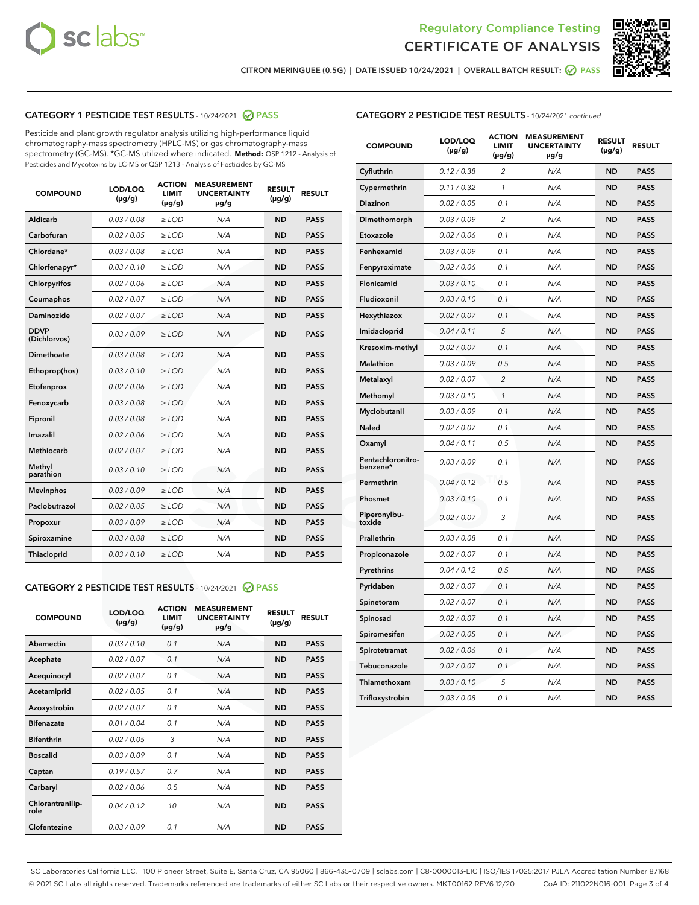# Regulatory Compliance Testing
# CERTIFICATE OF ANALYSIS

CITRON MERINGUEE (0.5G) | DATE ISSUED 10/24/2021 | OVERALL BATCH RESULT: PASS

## CATEGORY 1 PESTICIDE TEST RESULTS - 10/24/2021 PASS

Pesticide and plant growth regulator analysis utilizing high-performance liquid chromatography-mass spectrometry (HPLC-MS) or gas chromatography-mass spectrometry (GC-MS). *GC-MS utilized where indicated. **Method:** QSP 1212 - Analysis of Pesticides and Mycotoxins by LC-MS or QSP 1213 - Analysis of Pesticides by GC-MS

| COMPOUND | LOD/LOQ (μg/g) | ACTION LIMIT (μg/g) | MEASUREMENT UNCERTAINTY μg/g | RESULT (μg/g) | RESULT |
|---|---|---|---|---|---|
| Aldicarb | 0.03 / 0.08 | ≥ LOD | N/A | ND | PASS |
| Carbofuran | 0.02 / 0.05 | ≥ LOD | N/A | ND | PASS |
| Chlordane* | 0.03 / 0.08 | ≥ LOD | N/A | ND | PASS |
| Chlorfenapyr* | 0.03 / 0.10 | ≥ LOD | N/A | ND | PASS |
| Chlorpyrifos | 0.02 / 0.06 | ≥ LOD | N/A | ND | PASS |
| Coumaphos | 0.02 / 0.07 | ≥ LOD | N/A | ND | PASS |
| Daminozide | 0.02 / 0.07 | ≥ LOD | N/A | ND | PASS |
| DDVP (Dichlorvos) | 0.03 / 0.09 | ≥ LOD | N/A | ND | PASS |
| Dimethoate | 0.03 / 0.08 | ≥ LOD | N/A | ND | PASS |
| Ethoprop(hos) | 0.03 / 0.10 | ≥ LOD | N/A | ND | PASS |
| Etofenprox | 0.02 / 0.06 | ≥ LOD | N/A | ND | PASS |
| Fenoxycarb | 0.03 / 0.08 | ≥ LOD | N/A | ND | PASS |
| Fipronil | 0.03 / 0.08 | ≥ LOD | N/A | ND | PASS |
| Imazalil | 0.02 / 0.06 | ≥ LOD | N/A | ND | PASS |
| Methiocarb | 0.02 / 0.07 | ≥ LOD | N/A | ND | PASS |
| Methyl parathion | 0.03 / 0.10 | ≥ LOD | N/A | ND | PASS |
| Mevinphos | 0.03 / 0.09 | ≥ LOD | N/A | ND | PASS |
| Paclobutrazol | 0.02 / 0.05 | ≥ LOD | N/A | ND | PASS |
| Propoxur | 0.03 / 0.09 | ≥ LOD | N/A | ND | PASS |
| Spiroxamine | 0.03 / 0.08 | ≥ LOD | N/A | ND | PASS |
| Thiacloprid | 0.03 / 0.10 | ≥ LOD | N/A | ND | PASS |

## CATEGORY 2 PESTICIDE TEST RESULTS - 10/24/2021 PASS

| COMPOUND | LOD/LOQ (μg/g) | ACTION LIMIT (μg/g) | MEASUREMENT UNCERTAINTY μg/g | RESULT (μg/g) | RESULT |
|---|---|---|---|---|---|
| Abamectin | 0.03 / 0.10 | 0.1 | N/A | ND | PASS |
| Acephate | 0.02 / 0.07 | 0.1 | N/A | ND | PASS |
| Acequinocyl | 0.02 / 0.07 | 0.1 | N/A | ND | PASS |
| Acetamiprid | 0.02 / 0.05 | 0.1 | N/A | ND | PASS |
| Azoxystrobin | 0.02 / 0.07 | 0.1 | N/A | ND | PASS |
| Bifenazate | 0.01 / 0.04 | 0.1 | N/A | ND | PASS |
| Bifenthrin | 0.02 / 0.05 | 3 | N/A | ND | PASS |
| Boscalid | 0.03 / 0.09 | 0.1 | N/A | ND | PASS |
| Captan | 0.19 / 0.57 | 0.7 | N/A | ND | PASS |
| Carbaryl | 0.02 / 0.06 | 0.5 | N/A | ND | PASS |
| Chlorantraniliprole | 0.04 / 0.12 | 10 | N/A | ND | PASS |
| Clofentezine | 0.03 / 0.09 | 0.1 | N/A | ND | PASS |
| Cyfluthrin | 0.12 / 0.38 | 2 | N/A | ND | PASS |
| Cypermethrin | 0.11 / 0.32 | 1 | N/A | ND | PASS |
| Diazinon | 0.02 / 0.05 | 0.1 | N/A | ND | PASS |
| Dimethomorph | 0.03 / 0.09 | 2 | N/A | ND | PASS |
| Etoxazole | 0.02 / 0.06 | 0.1 | N/A | ND | PASS |
| Fenhexamid | 0.03 / 0.09 | 0.1 | N/A | ND | PASS |
| Fenpyroximate | 0.02 / 0.06 | 0.1 | N/A | ND | PASS |
| Flonicamid | 0.03 / 0.10 | 0.1 | N/A | ND | PASS |
| Fludioxonil | 0.03 / 0.10 | 0.1 | N/A | ND | PASS |
| Hexythiazox | 0.02 / 0.07 | 0.1 | N/A | ND | PASS |
| Imidacloprid | 0.04 / 0.11 | 5 | N/A | ND | PASS |
| Kresoxim-methyl | 0.02 / 0.07 | 0.1 | N/A | ND | PASS |
| Malathion | 0.03 / 0.09 | 0.5 | N/A | ND | PASS |
| Metalaxyl | 0.02 / 0.07 | 2 | N/A | ND | PASS |
| Methomyl | 0.03 / 0.10 | 1 | N/A | ND | PASS |
| Myclobutanil | 0.03 / 0.09 | 0.1 | N/A | ND | PASS |
| Naled | 0.02 / 0.07 | 0.1 | N/A | ND | PASS |
| Oxamyl | 0.04 / 0.11 | 0.5 | N/A | ND | PASS |
| Pentachloronitrobenzene* | 0.03 / 0.09 | 0.1 | N/A | ND | PASS |
| Permethrin | 0.04 / 0.12 | 0.5 | N/A | ND | PASS |
| Phosmet | 0.03 / 0.10 | 0.1 | N/A | ND | PASS |
| Piperonylbutoxide | 0.02 / 0.07 | 3 | N/A | ND | PASS |
| Prallethrin | 0.03 / 0.08 | 0.1 | N/A | ND | PASS |
| Propiconazole | 0.02 / 0.07 | 0.1 | N/A | ND | PASS |
| Pyrethrins | 0.04 / 0.12 | 0.5 | N/A | ND | PASS |
| Pyridaben | 0.02 / 0.07 | 0.1 | N/A | ND | PASS |
| Spinetoram | 0.02 / 0.07 | 0.1 | N/A | ND | PASS |
| Spinosad | 0.02 / 0.07 | 0.1 | N/A | ND | PASS |
| Spiromesifen | 0.02 / 0.05 | 0.1 | N/A | ND | PASS |
| Spirotetramat | 0.02 / 0.06 | 0.1 | N/A | ND | PASS |
| Tebuconazole | 0.02 / 0.07 | 0.1 | N/A | ND | PASS |
| Thiamethoxam | 0.03 / 0.10 | 5 | N/A | ND | PASS |
| Trifloxystrobin | 0.03 / 0.08 | 0.1 | N/A | ND | PASS |

SC Laboratories California LLC. | 100 Pioneer Street, Suite E, Santa Cruz, CA 95060 | 866-435-0709 | sclabs.com | C8-0000013-LIC | ISO/IES 17025:2017 PJLA Accreditation Number 87168
© 2021 SC Labs all rights reserved. Trademarks referenced are trademarks of either SC Labs or their respective owners. MKT00162 REV6 12/20 CoA ID: 211022N016-001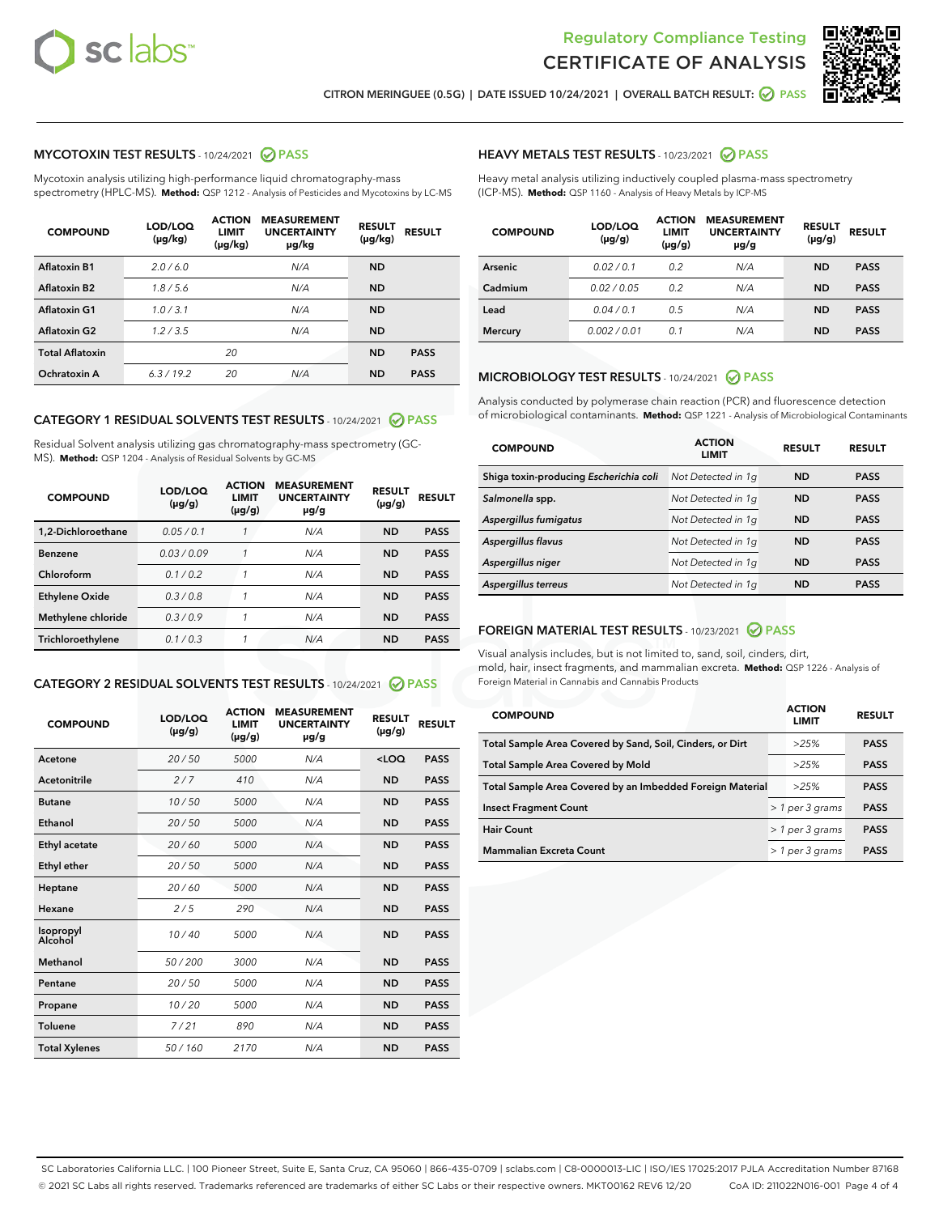Regulatory Compliance Testing
CERTIFICATE OF ANALYSIS

CITRON MERINGUEE (0.5G) | DATE ISSUED 10/24/2021 | OVERALL BATCH RESULT: PASS

## MYCOTOXIN TEST RESULTS - 10/24/2021 PASS

Mycotoxin analysis utilizing high-performance liquid chromatography-mass spectrometry (HPLC-MS). **Method:** QSP 1212 - Analysis of Pesticides and Mycotoxins by LC-MS

| COMPOUND | LOD/LOQ (μg/kg) | ACTION LIMIT (μg/kg) | MEASUREMENT UNCERTAINTY μg/kg | RESULT (μg/kg) | RESULT |
|---|---|---|---|---|---|
| Aflatoxin B1 | 2.0 / 6.0 | | N/A | ND | |
| Aflatoxin B2 | 1.8 / 5.6 | | N/A | ND | |
| Aflatoxin G1 | 1.0 / 3.1 | | N/A | ND | |
| Aflatoxin G2 | 1.2 / 3.5 | | N/A | ND | |
| Total Aflatoxin | | 20 | | ND | PASS |
| Ochratoxin A | 6.3 / 19.2 | 20 | N/A | ND | PASS |

## CATEGORY 1 RESIDUAL SOLVENTS TEST RESULTS - 10/24/2021 PASS

Residual Solvent analysis utilizing gas chromatography-mass spectrometry (GC-MS). **Method:** QSP 1204 - Analysis of Residual Solvents by GC-MS

| COMPOUND | LOD/LOQ (μg/g) | ACTION LIMIT (μg/g) | MEASUREMENT UNCERTAINTY μg/g | RESULT (μg/g) | RESULT |
|---|---|---|---|---|---|
| 1,2-Dichloroethane | 0.05 / 0.1 | 1 | N/A | ND | PASS |
| Benzene | 0.03 / 0.09 | 1 | N/A | ND | PASS |
| Chloroform | 0.1 / 0.2 | 1 | N/A | ND | PASS |
| Ethylene Oxide | 0.3 / 0.8 | 1 | N/A | ND | PASS |
| Methylene chloride | 0.3 / 0.9 | 1 | N/A | ND | PASS |
| Trichloroethylene | 0.1 / 0.3 | 1 | N/A | ND | PASS |

## CATEGORY 2 RESIDUAL SOLVENTS TEST RESULTS - 10/24/2021 PASS

| COMPOUND | LOD/LOQ (μg/g) | ACTION LIMIT (μg/g) | MEASUREMENT UNCERTAINTY μg/g | RESULT (μg/g) | RESULT |
|---|---|---|---|---|---|
| Acetone | 20 / 50 | 5000 | N/A | <LOQ | PASS |
| Acetonitrile | 2 / 7 | 410 | N/A | ND | PASS |
| Butane | 10 / 50 | 5000 | N/A | ND | PASS |
| Ethanol | 20 / 50 | 5000 | N/A | ND | PASS |
| Ethyl acetate | 20 / 60 | 5000 | N/A | ND | PASS |
| Ethyl ether | 20 / 50 | 5000 | N/A | ND | PASS |
| Heptane | 20 / 60 | 5000 | N/A | ND | PASS |
| Hexane | 2 / 5 | 290 | N/A | ND | PASS |
| Isopropyl Alcohol | 10 / 40 | 5000 | N/A | ND | PASS |
| Methanol | 50 / 200 | 3000 | N/A | ND | PASS |
| Pentane | 20 / 50 | 5000 | N/A | ND | PASS |
| Propane | 10 / 20 | 5000 | N/A | ND | PASS |
| Toluene | 7 / 21 | 890 | N/A | ND | PASS |
| Total Xylenes | 50 / 160 | 2170 | N/A | ND | PASS |

## HEAVY METALS TEST RESULTS - 10/23/2021 PASS

Heavy metal analysis utilizing inductively coupled plasma-mass spectrometry (ICP-MS). **Method:** QSP 1160 - Analysis of Heavy Metals by ICP-MS

| COMPOUND | LOD/LOQ (μg/g) | ACTION LIMIT (μg/g) | MEASUREMENT UNCERTAINTY μg/g | RESULT (μg/g) | RESULT |
|---|---|---|---|---|---|
| Arsenic | 0.02 / 0.1 | 0.2 | N/A | ND | PASS |
| Cadmium | 0.02 / 0.05 | 0.2 | N/A | ND | PASS |
| Lead | 0.04 / 0.1 | 0.5 | N/A | ND | PASS |
| Mercury | 0.002 / 0.01 | 0.1 | N/A | ND | PASS |

## MICROBIOLOGY TEST RESULTS - 10/24/2021 PASS

Analysis conducted by polymerase chain reaction (PCR) and fluorescence detection of microbiological contaminants. **Method:** QSP 1221 - Analysis of Microbiological Contaminants

| COMPOUND | ACTION LIMIT | RESULT | RESULT |
|---|---|---|---|
| Shiga toxin-producing *Escherichia coli* | Not Detected in 1g | ND | PASS |
| *Salmonella* spp. | Not Detected in 1g | ND | PASS |
| *Aspergillus fumigatus* | Not Detected in 1g | ND | PASS |
| *Aspergillus flavus* | Not Detected in 1g | ND | PASS |
| *Aspergillus niger* | Not Detected in 1g | ND | PASS |
| *Aspergillus terreus* | Not Detected in 1g | ND | PASS |

## FOREIGN MATERIAL TEST RESULTS - 10/23/2021 PASS

Visual analysis includes, but is not limited to, sand, soil, cinders, dirt, mold, hair, insect fragments, and mammalian excreta. **Method:** QSP 1226 - Analysis of Foreign Material in Cannabis and Cannabis Products

| COMPOUND | ACTION LIMIT | RESULT |
|---|---|---|
| Total Sample Area Covered by Sand, Soil, Cinders, or Dirt | >25% | PASS |
| Total Sample Area Covered by Mold | >25% | PASS |
| Total Sample Area Covered by an Imbedded Foreign Material | >25% | PASS |
| Insect Fragment Count | > 1 per 3 grams | PASS |
| Hair Count | > 1 per 3 grams | PASS |
| Mammalian Excreta Count | > 1 per 3 grams | PASS |

SC Laboratories California LLC. | 100 Pioneer Street, Suite E, Santa Cruz, CA 95060 | 866-435-0709 | sclabs.com | C8-0000013-LIC | ISO/IES 17025:2017 PJLA Accreditation Number 87168
© 2021 SC Labs all rights reserved. Trademarks referenced are trademarks of either SC Labs or their respective owners. MKT00162 REV6 12/20 CoA ID: 211022N016-001